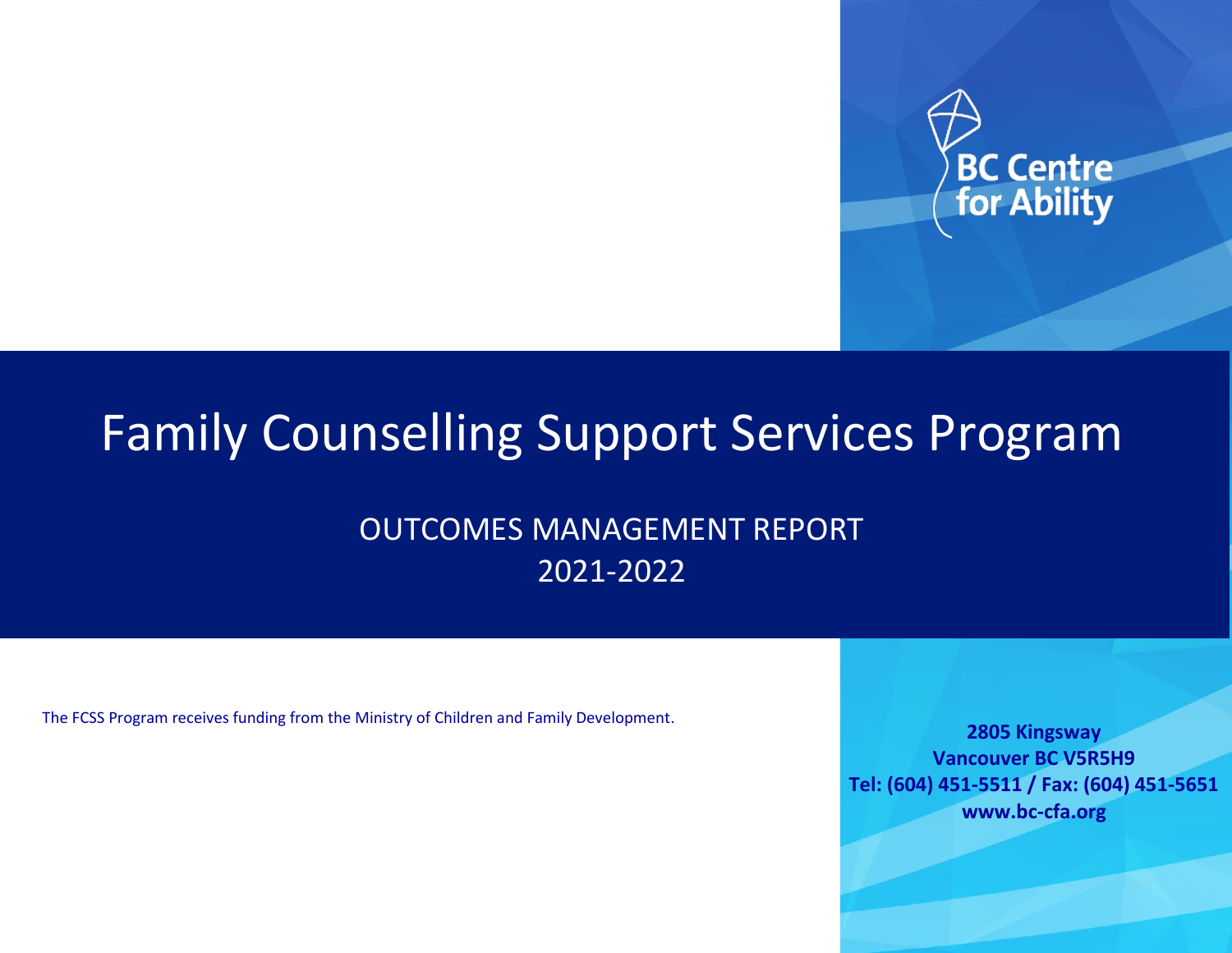BC Centre for Ability

# Family Counselling Support Services Program

## OUTCOMES MANAGEMENT REPORT 2021-2022

The FCSS Program receives funding from the Ministry of Children and Family Development.

**2805 Kingsway**
**Vancouver BC V5R5H9**
**Tel: (604) 451-5511 / Fax: (604) 451-5651**
**www.bc-cfa.org**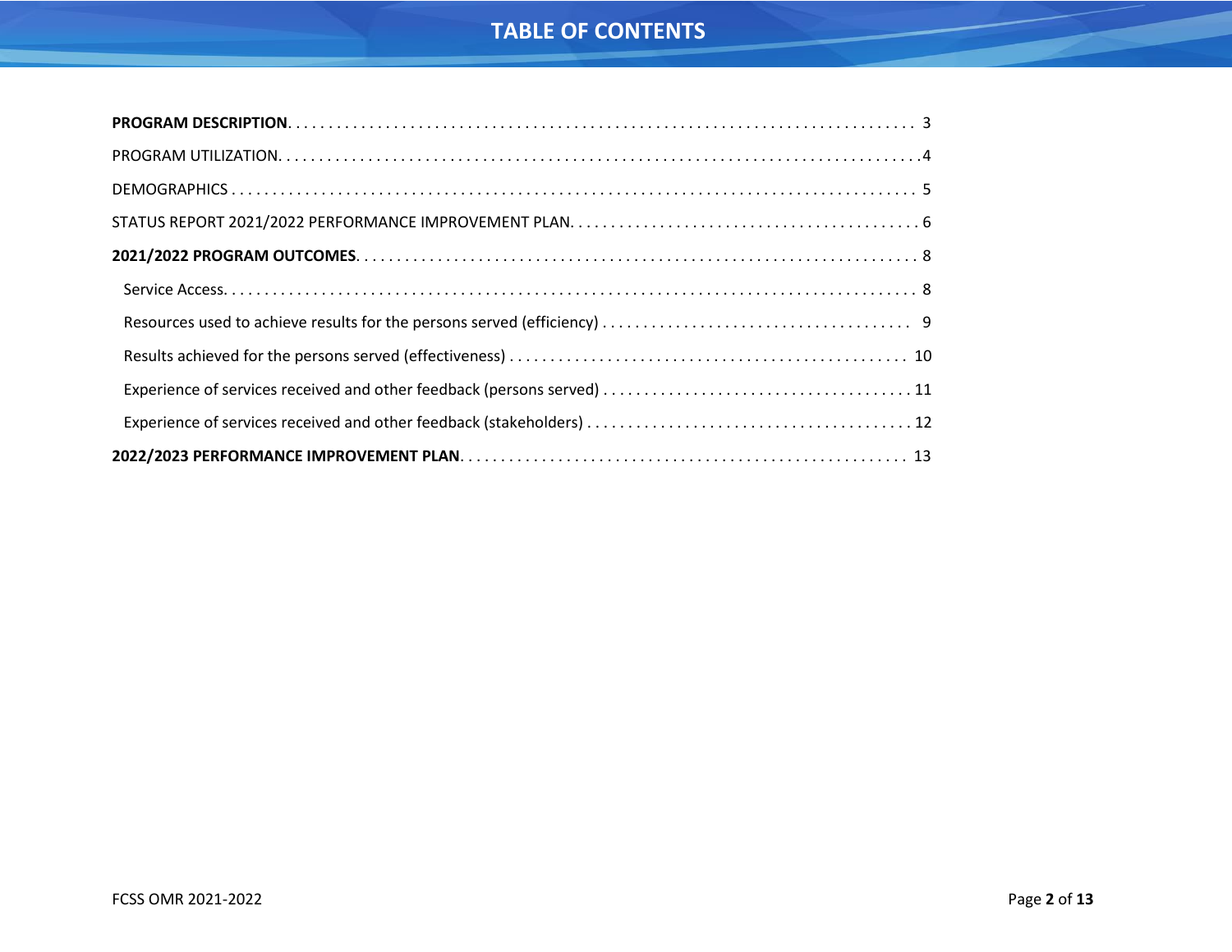# TABLE OF CONTENTS

**PROGRAM DESCRIPTION** . . . . . . . . . . . . . . . . . . . . . . . . . . . . . . . . . . . . . . . . . . . . . . . . . . . . . . . . . . . . . . . . . . . . . . . . . . 3

PROGRAM UTILIZATION. . . . . . . . . . . . . . . . . . . . . . . . . . . . . . . . . . . . . . . . . . . . . . . . . . . . . . . . . . . . . . . . . . . . . . . . . . 4

DEMOGRAPHICS . . . . . . . . . . . . . . . . . . . . . . . . . . . . . . . . . . . . . . . . . . . . . . . . . . . . . . . . . . . . . . . . . . . . . . . . . . . . . . 5

STATUS REPORT 2021/2022 PERFORMANCE IMPROVEMENT PLAN. . . . . . . . . . . . . . . . . . . . . . . . . . . . . . . . . . . . . . . . . . 6

**2021/2022 PROGRAM OUTCOMES**. . . . . . . . . . . . . . . . . . . . . . . . . . . . . . . . . . . . . . . . . . . . . . . . . . . . . . . . . . . . . . . . . 8

- Service Access. . . . . . . . . . . . . . . . . . . . . . . . . . . . . . . . . . . . . . . . . . . . . . . . . . . . . . . . . . . . . . . . . . . . . . . . . . . . . . 8
- Resources used to achieve results for the persons served (efficiency) . . . . . . . . . . . . . . . . . . . . . . . . . . . . . . . . . . . . . 9
- Results achieved for the persons served (effectiveness) . . . . . . . . . . . . . . . . . . . . . . . . . . . . . . . . . . . . . . . . . . . . . . . . 10
- Experience of services received and other feedback (persons served) . . . . . . . . . . . . . . . . . . . . . . . . . . . . . . . . . . . . . 11
- Experience of services received and other feedback (stakeholders) . . . . . . . . . . . . . . . . . . . . . . . . . . . . . . . . . . . . . . . 12

**2022/2023 PERFORMANCE IMPROVEMENT PLAN**. . . . . . . . . . . . . . . . . . . . . . . . . . . . . . . . . . . . . . . . . . . . . . . . . . . . . 13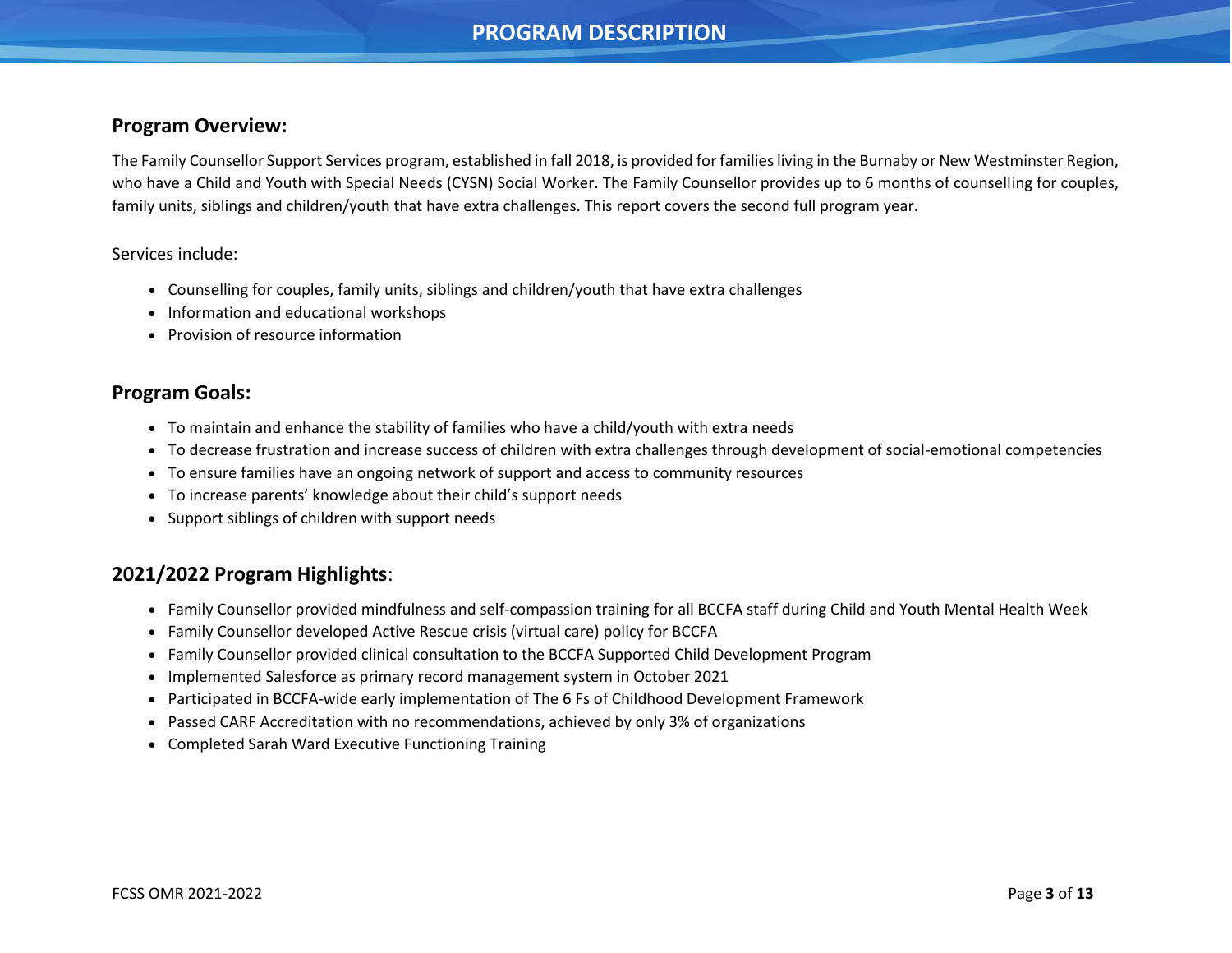# PROGRAM DESCRIPTION

## Program Overview:

The Family Counsellor Support Services program, established in fall 2018, is provided for families living in the Burnaby or New Westminster Region, who have a Child and Youth with Special Needs (CYSN) Social Worker. The Family Counsellor provides up to 6 months of counselling for couples, family units, siblings and children/youth that have extra challenges. This report covers the second full program year.

Services include:

- Counselling for couples, family units, siblings and children/youth that have extra challenges
- Information and educational workshops
- Provision of resource information

## Program Goals:

- To maintain and enhance the stability of families who have a child/youth with extra needs
- To decrease frustration and increase success of children with extra challenges through development of social-emotional competencies
- To ensure families have an ongoing network of support and access to community resources
- To increase parents' knowledge about their child's support needs
- Support siblings of children with support needs

## 2021/2022 Program Highlights:

- Family Counsellor provided mindfulness and self-compassion training for all BCCFA staff during Child and Youth Mental Health Week
- Family Counsellor developed Active Rescue crisis (virtual care) policy for BCCFA
- Family Counsellor provided clinical consultation to the BCCFA Supported Child Development Program
- Implemented Salesforce as primary record management system in October 2021
- Participated in BCCFA-wide early implementation of The 6 Fs of Childhood Development Framework
- Passed CARF Accreditation with no recommendations, achieved by only 3% of organizations
- Completed Sarah Ward Executive Functioning Training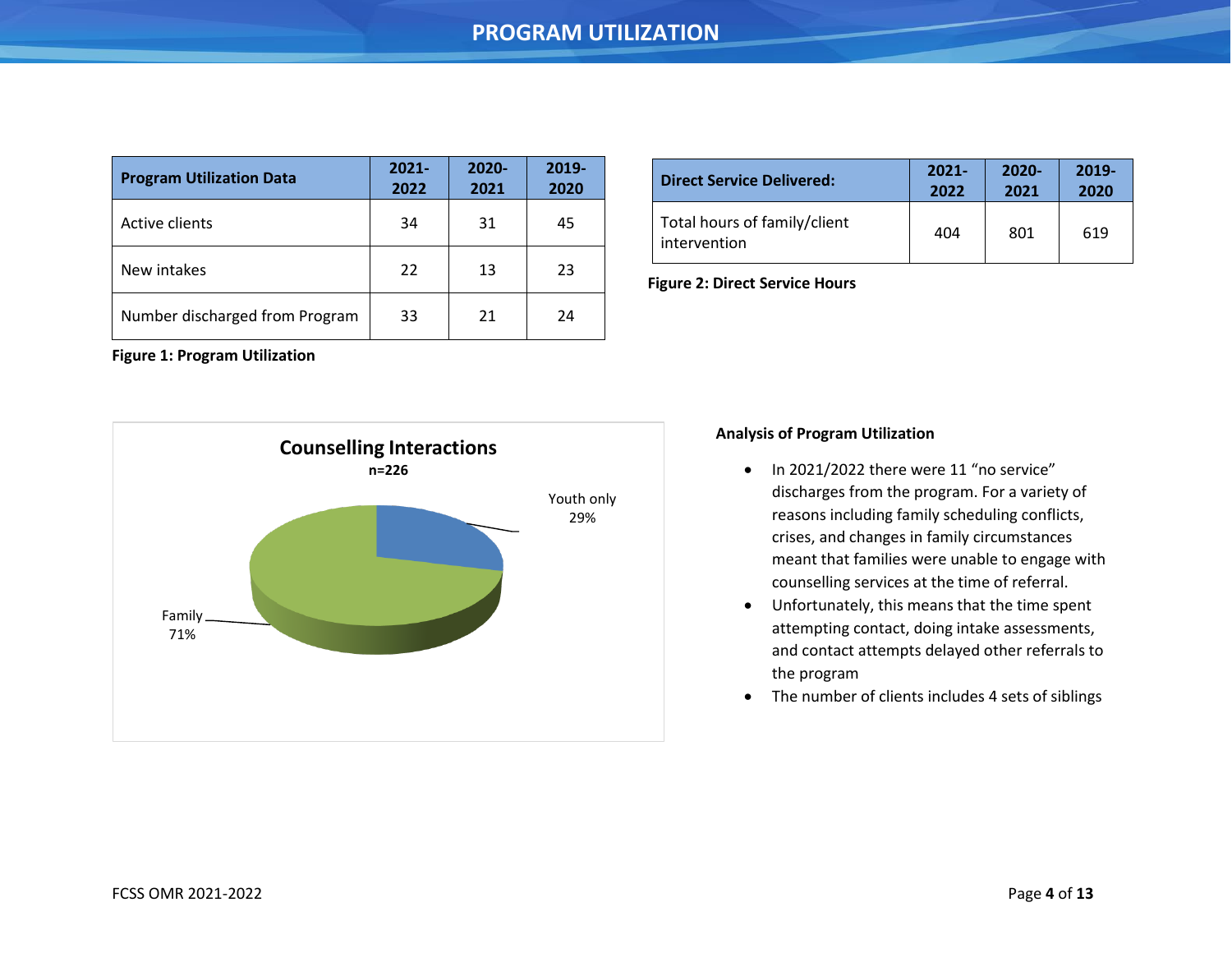# PROGRAM UTILIZATION

| Program Utilization Data | 2021-2022 | 2020-2021 | 2019-2020 |
|---|---|---|---|
| Active clients | 34 | 31 | 45 |
| New intakes | 22 | 13 | 23 |
| Number discharged from Program | 33 | 21 | 24 |

**Figure 1: Program Utilization**

| Direct Service Delivered: | 2021-2022 | 2020-2021 | 2019-2020 |
|---|---|---|---|
| Total hours of family/client intervention | 404 | 801 | 619 |

**Figure 2: Direct Service Hours**

**Counselling Interactions**
**n=226**

| Category | Percentage |
|---|---|
| Youth only | 29% |
| Family | 71% |

**Analysis of Program Utilization**

- In 2021/2022 there were 11 "no service" discharges from the program. For a variety of reasons including family scheduling conflicts, crises, and changes in family circumstances meant that families were unable to engage with counselling services at the time of referral.
- Unfortunately, this means that the time spent attempting contact, doing intake assessments, and contact attempts delayed other referrals to the program
- The number of clients includes 4 sets of siblings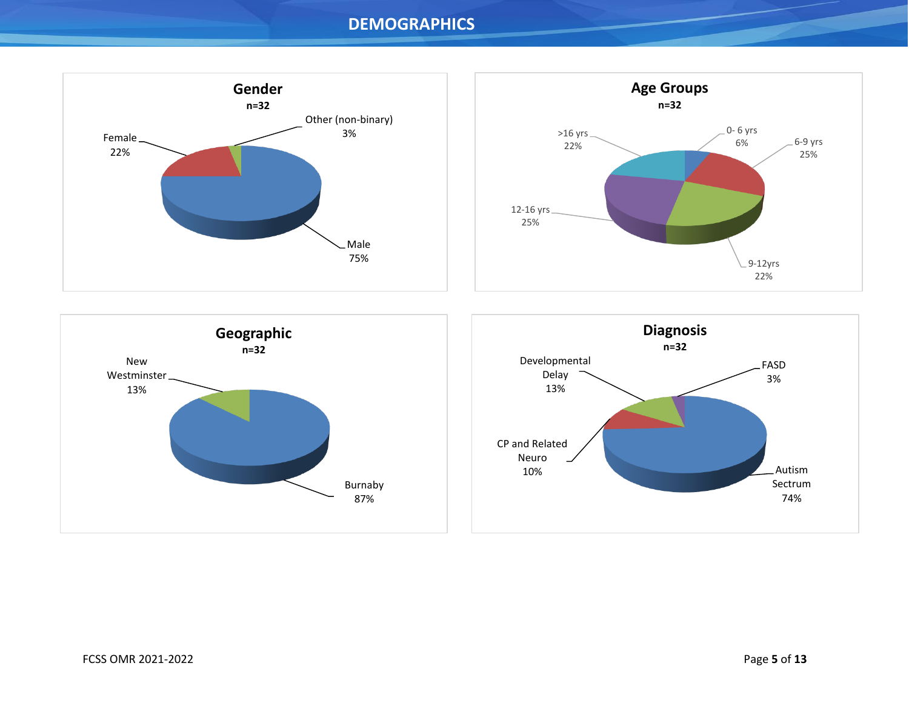# DEMOGRAPHICS

### Gender
**n=32**

| Category | Percentage |
|---|---|
| Male | 75% |
| Female | 22% |
| Other (non-binary) | 3% |

### Age Groups
**n=32**

| Category | Percentage |
|---|---|
| 0- 6 yrs | 6% |
| 6-9 yrs | 25% |
| 9-12yrs | 22% |
| 12-16 yrs | 25% |
| >16 yrs | 22% |

### Geographic
**n=32**

| Category | Percentage |
|---|---|
| Burnaby | 87% |
| New Westminster | 13% |

### Diagnosis
**n=32**

| Category | Percentage |
|---|---|
| Autism Sectrum | 74% |
| CP and Related Neuro | 10% |
| Developmental Delay | 13% |
| FASD | 3% |

FCSS OMR 2021-2022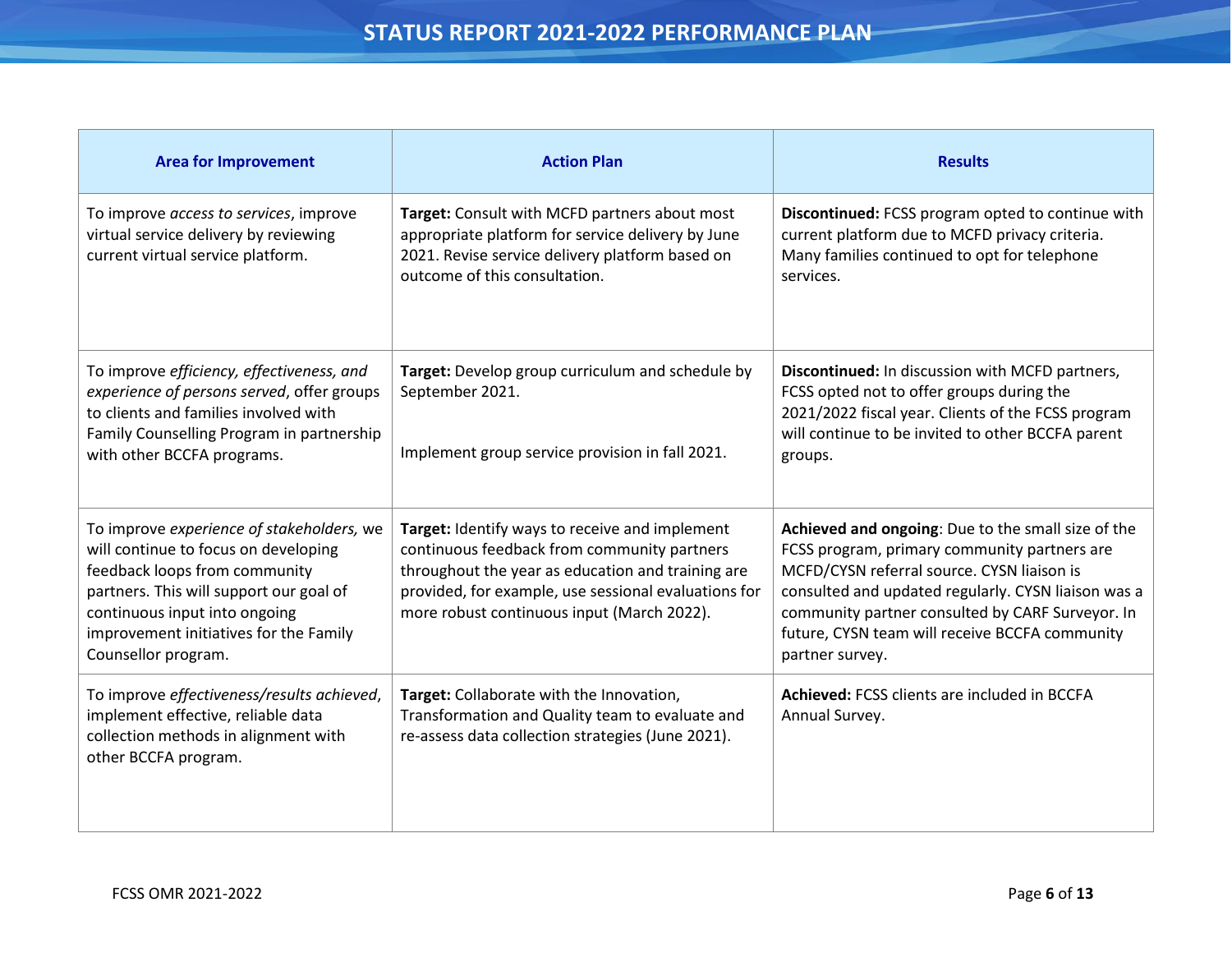# STATUS REPORT 2021-2022 PERFORMANCE PLAN

| Area for Improvement | Action Plan | Results |
|---|---|---|
| To improve *access to services*, improve virtual service delivery by reviewing current virtual service platform. | **Target:** Consult with MCFD partners about most appropriate platform for service delivery by June 2021. Revise service delivery platform based on outcome of this consultation. | **Discontinued:** FCSS program opted to continue with current platform due to MCFD privacy criteria. Many families continued to opt for telephone services. |
| To improve *efficiency, effectiveness, and experience of persons served*, offer groups to clients and families involved with Family Counselling Program in partnership with other BCCFA programs. | **Target:** Develop group curriculum and schedule by September 2021.<br><br>Implement group service provision in fall 2021. | **Discontinued:** In discussion with MCFD partners, FCSS opted not to offer groups during the 2021/2022 fiscal year. Clients of the FCSS program will continue to be invited to other BCCFA parent groups. |
| To improve *experience of stakeholders,* we will continue to focus on developing feedback loops from community partners. This will support our goal of continuous input into ongoing improvement initiatives for the Family Counsellor program. | **Target:** Identify ways to receive and implement continuous feedback from community partners throughout the year as education and training are provided, for example, use sessional evaluations for more robust continuous input (March 2022). | **Achieved and ongoing**: Due to the small size of the FCSS program, primary community partners are MCFD/CYSN referral source. CYSN liaison is consulted and updated regularly. CYSN liaison was a community partner consulted by CARF Surveyor. In future, CYSN team will receive BCCFA community partner survey. |
| To improve *effectiveness/results achieved*, implement effective, reliable data collection methods in alignment with other BCCFA program. | **Target:** Collaborate with the Innovation, Transformation and Quality team to evaluate and re-assess data collection strategies (June 2021). | **Achieved:** FCSS clients are included in BCCFA Annual Survey. |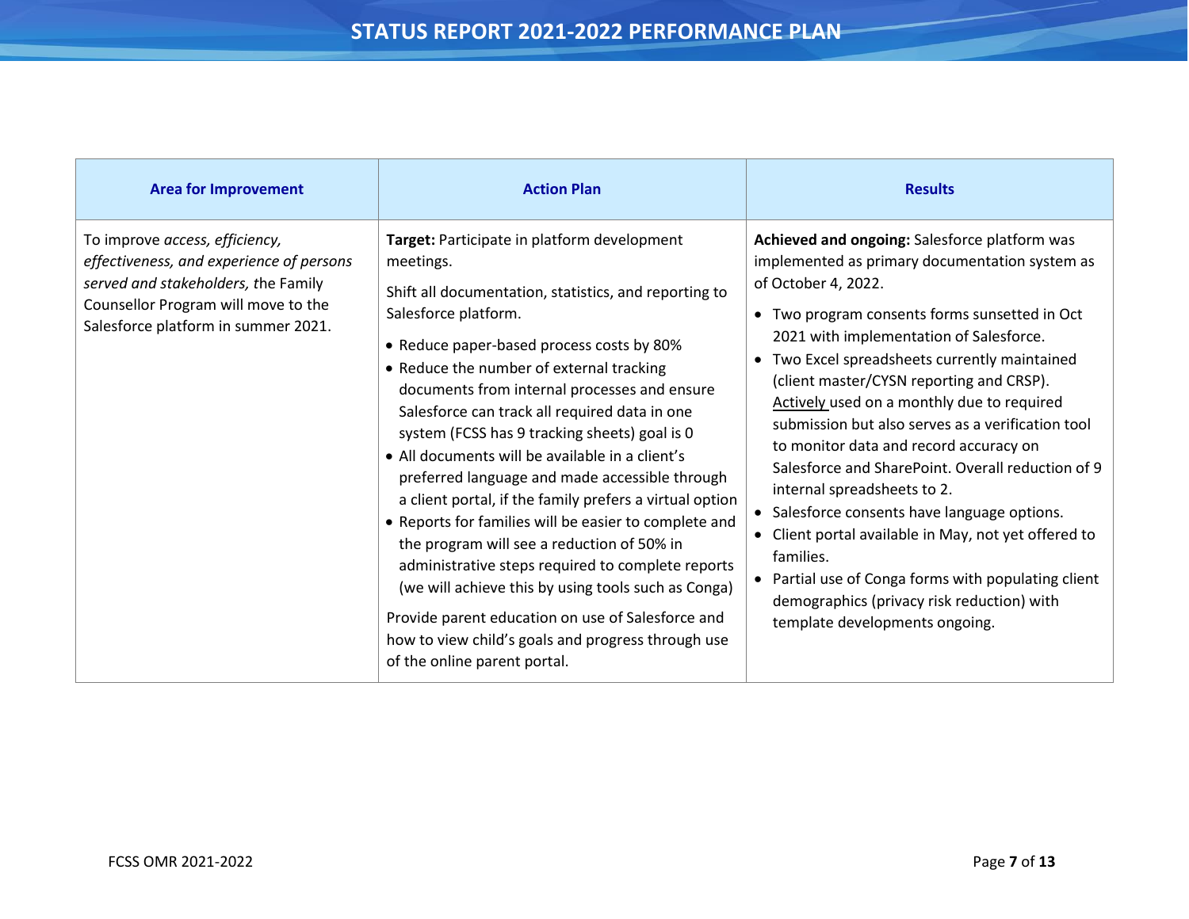# STATUS REPORT 2021-2022 PERFORMANCE PLAN

| Area for Improvement | Action Plan | Results |
|---|---|---|
| To improve *access, efficiency, effectiveness, and experience of persons served and stakeholders,* the Family Counsellor Program will move to the Salesforce platform in summer 2021. | **Target:** Participate in platform development meetings.<br><br>Shift all documentation, statistics, and reporting to Salesforce platform.<br><br>• Reduce paper-based process costs by 80%<br>• Reduce the number of external tracking documents from internal processes and ensure Salesforce can track all required data in one system (FCSS has 9 tracking sheets) goal is 0<br>• All documents will be available in a client's preferred language and made accessible through a client portal, if the family prefers a virtual option<br>• Reports for families will be easier to complete and the program will see a reduction of 50% in administrative steps required to complete reports (we will achieve this by using tools such as Conga)<br><br>Provide parent education on use of Salesforce and how to view child's goals and progress through use of the online parent portal. | **Achieved and ongoing:** Salesforce platform was implemented as primary documentation system as of October 4, 2022.<br><br>• Two program consents forms sunsetted in Oct 2021 with implementation of Salesforce.<br>• Two Excel spreadsheets currently maintained (client master/CYSN reporting and CRSP). Actively used on a monthly due to required submission but also serves as a verification tool to monitor data and record accuracy on Salesforce and SharePoint. Overall reduction of 9 internal spreadsheets to 2.<br>• Salesforce consents have language options.<br>• Client portal available in May, not yet offered to families.<br>• Partial use of Conga forms with populating client demographics (privacy risk reduction) with template developments ongoing. |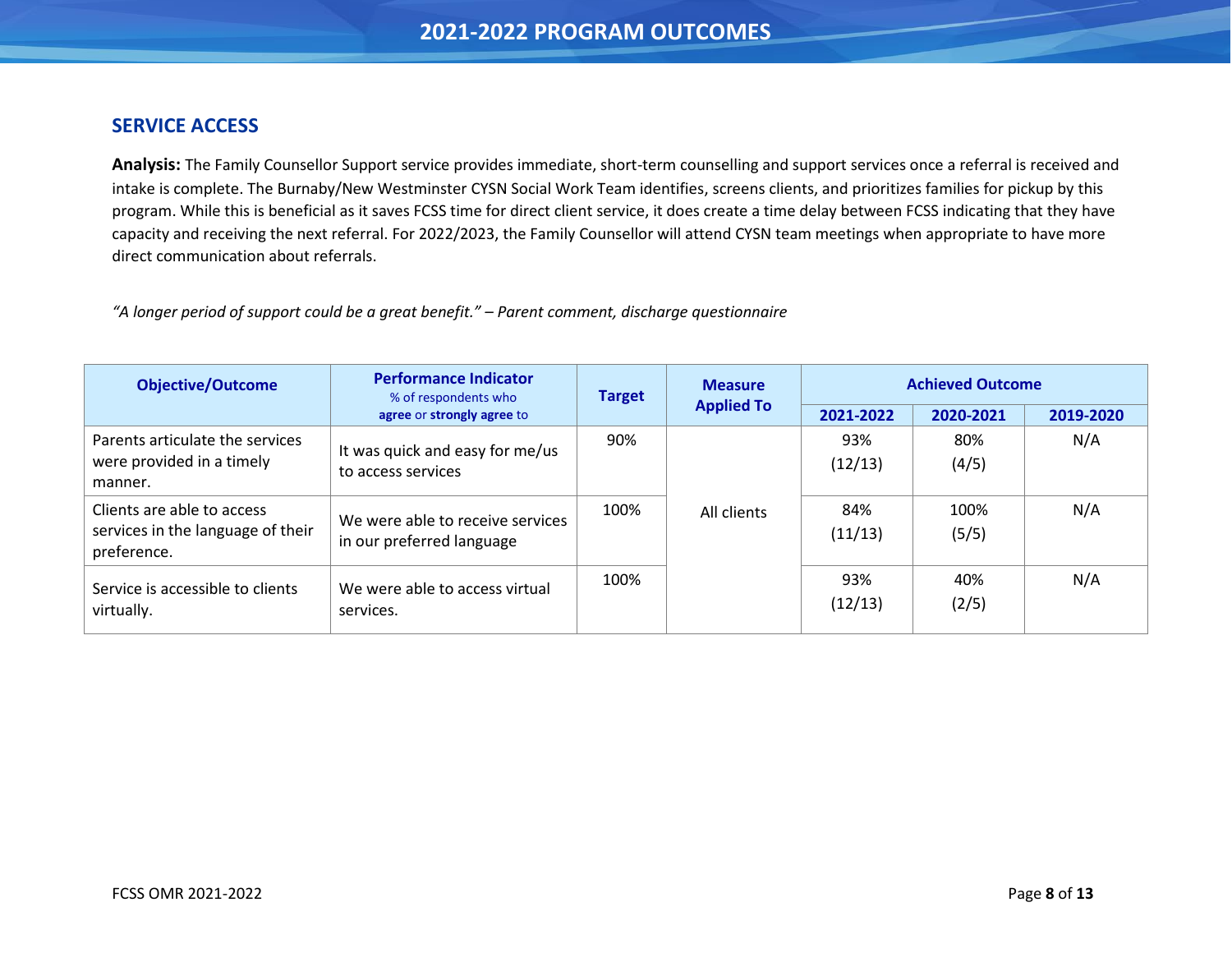# 2021-2022 PROGRAM OUTCOMES

## SERVICE ACCESS

**Analysis:** The Family Counsellor Support service provides immediate, short-term counselling and support services once a referral is received and intake is complete. The Burnaby/New Westminster CYSN Social Work Team identifies, screens clients, and prioritizes families for pickup by this program. While this is beneficial as it saves FCSS time for direct client service, it does create a time delay between FCSS indicating that they have capacity and receiving the next referral. For 2022/2023, the Family Counsellor will attend CYSN team meetings when appropriate to have more direct communication about referrals.

*"A longer period of support could be a great benefit." – Parent comment, discharge questionnaire*

| Objective/Outcome | Performance Indicator % of respondents who **agree** or **strongly agree** to | Target | Measure Applied To | Achieved Outcome | | |
|---|---|---|---|---|---|---|
| | | | | 2021-2022 | 2020-2021 | 2019-2020 |
| Parents articulate the services were provided in a timely manner. | It was quick and easy for me/us to access services | 90% | All clients | 93% (12/13) | 80% (4/5) | N/A |
| Clients are able to access services in the language of their preference. | We were able to receive services in our preferred language | 100% | | 84% (11/13) | 100% (5/5) | N/A |
| Service is accessible to clients virtually. | We were able to access virtual services. | 100% | | 93% (12/13) | 40% (2/5) | N/A |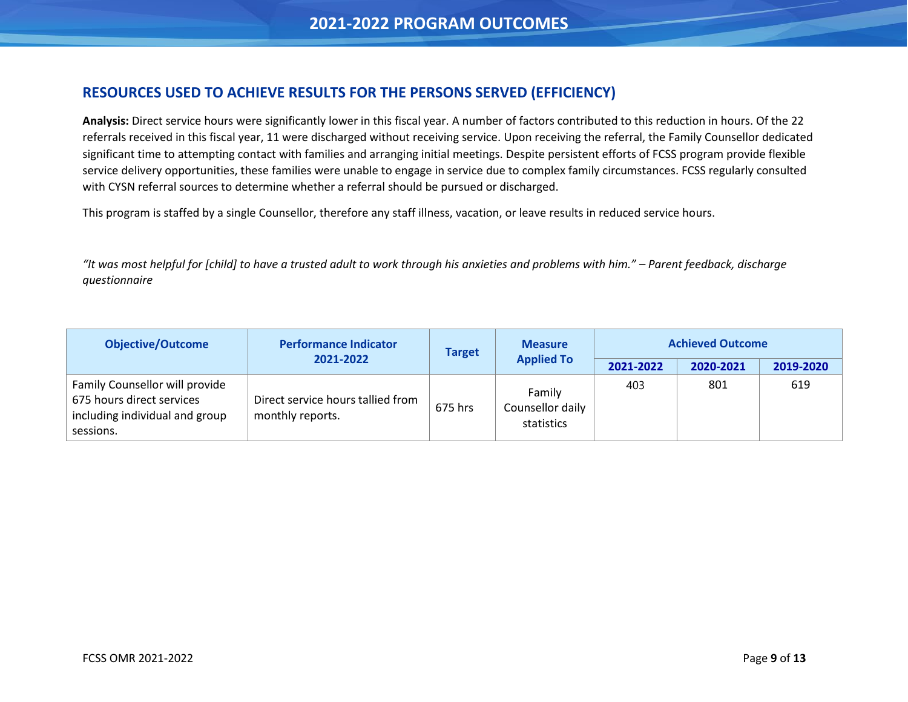# 2021-2022 PROGRAM OUTCOMES

## RESOURCES USED TO ACHIEVE RESULTS FOR THE PERSONS SERVED (EFFICIENCY)

**Analysis:** Direct service hours were significantly lower in this fiscal year. A number of factors contributed to this reduction in hours. Of the 22 referrals received in this fiscal year, 11 were discharged without receiving service. Upon receiving the referral, the Family Counsellor dedicated significant time to attempting contact with families and arranging initial meetings. Despite persistent efforts of FCSS program provide flexible service delivery opportunities, these families were unable to engage in service due to complex family circumstances. FCSS regularly consulted with CYSN referral sources to determine whether a referral should be pursued or discharged.

This program is staffed by a single Counsellor, therefore any staff illness, vacation, or leave results in reduced service hours.

*"It was most helpful for [child] to have a trusted adult to work through his anxieties and problems with him." – Parent feedback, discharge questionnaire*

| Objective/Outcome | Performance Indicator 2021-2022 | Target | Measure Applied To | Achieved Outcome | | |
|---|---|---|---|---|---|---|
| | | | | 2021-2022 | 2020-2021 | 2019-2020 |
| Family Counsellor will provide 675 hours direct services including individual and group sessions. | Direct service hours tallied from monthly reports. | 675 hrs | Family Counsellor daily statistics | 403 | 801 | 619 |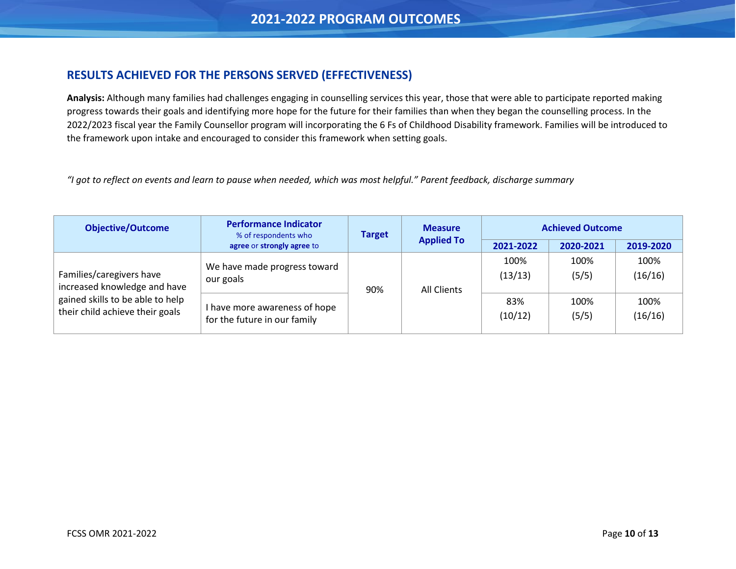# 2021-2022 PROGRAM OUTCOMES

## RESULTS ACHIEVED FOR THE PERSONS SERVED (EFFECTIVENESS)

**Analysis:** Although many families had challenges engaging in counselling services this year, those that were able to participate reported making progress towards their goals and identifying more hope for the future for their families than when they began the counselling process. In the 2022/2023 fiscal year the Family Counsellor program will incorporating the 6 Fs of Childhood Disability framework. Families will be introduced to the framework upon intake and encouraged to consider this framework when setting goals.

*"I got to reflect on events and learn to pause when needed, which was most helpful." Parent feedback, discharge summary*

| Objective/Outcome | Performance Indicator % of respondents who **agree** or **strongly agree** to | Target | Measure Applied To | Achieved Outcome | | |
|---|---|---|---|---|---|---|
| | | | | 2021-2022 | 2020-2021 | 2019-2020 |
| Families/caregivers have increased knowledge and have gained skills to be able to help their child achieve their goals | We have made progress toward our goals | 90% | All Clients | 100% (13/13) | 100% (5/5) | 100% (16/16) |
| | I have more awareness of hope for the future in our family | | | 83% (10/12) | 100% (5/5) | 100% (16/16) |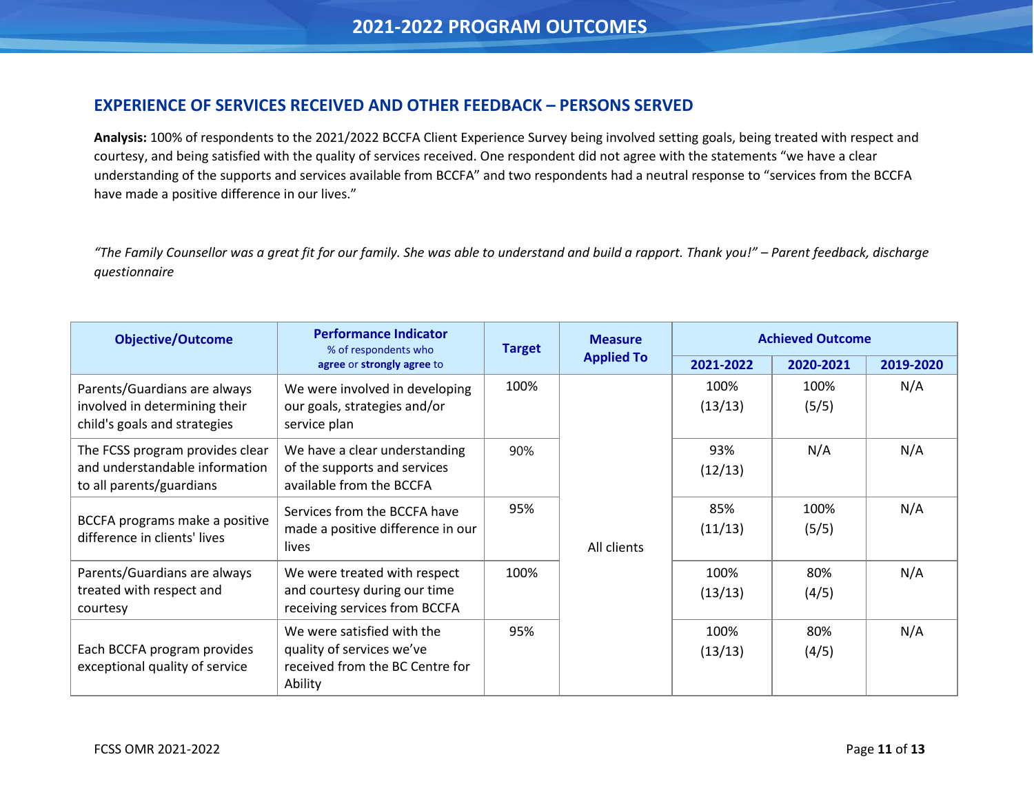## 2021-2022 PROGRAM OUTCOMES

### EXPERIENCE OF SERVICES RECEIVED AND OTHER FEEDBACK – PERSONS SERVED

**Analysis:** 100% of respondents to the 2021/2022 BCCFA Client Experience Survey being involved setting goals, being treated with respect and courtesy, and being satisfied with the quality of services received. One respondent did not agree with the statements “we have a clear understanding of the supports and services available from BCCFA” and two respondents had a neutral response to “services from the BCCFA have made a positive difference in our lives.”

*“The Family Counsellor was a great fit for our family. She was able to understand and build a rapport. Thank you!” – Parent feedback, discharge questionnaire*

| Objective/Outcome | Performance Indicator<br>% of respondents who **agree** or **strongly agree** to | Target | Measure Applied To | Achieved Outcome | | |
|---|---|---|---|---|---|---|
| | | | | 2021-2022 | 2020-2021 | 2019-2020 |
| Parents/Guardians are always involved in determining their child's goals and strategies | We were involved in developing our goals, strategies and/or service plan | 100% | All clients | 100%<br>(13/13) | 100%<br>(5/5) | N/A |
| The FCSS program provides clear and understandable information to all parents/guardians | We have a clear understanding of the supports and services available from the BCCFA | 90% | | 93%<br>(12/13) | N/A | N/A |
| BCCFA programs make a positive difference in clients' lives | Services from the BCCFA have made a positive difference in our lives | 95% | | 85%<br>(11/13) | 100%<br>(5/5) | N/A |
| Parents/Guardians are always treated with respect and courtesy | We were treated with respect and courtesy during our time receiving services from BCCFA | 100% | | 100%<br>(13/13) | 80%<br>(4/5) | N/A |
| Each BCCFA program provides exceptional quality of service | We were satisfied with the quality of services we've received from the BC Centre for Ability | 95% | | 100%<br>(13/13) | 80%<br>(4/5) | N/A |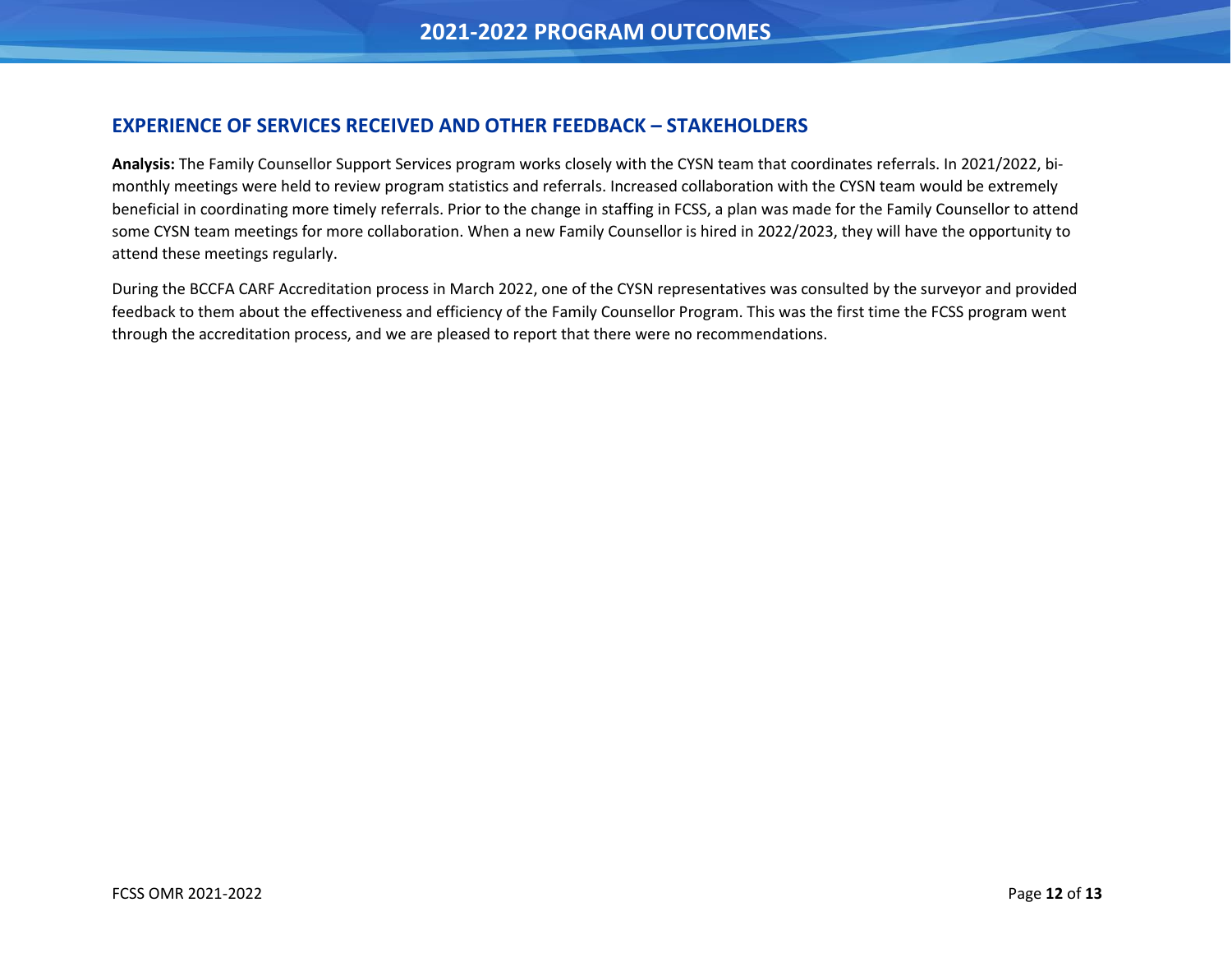## EXPERIENCE OF SERVICES RECEIVED AND OTHER FEEDBACK – STAKEHOLDERS

**Analysis:** The Family Counsellor Support Services program works closely with the CYSN team that coordinates referrals. In 2021/2022, bi-monthly meetings were held to review program statistics and referrals. Increased collaboration with the CYSN team would be extremely beneficial in coordinating more timely referrals. Prior to the change in staffing in FCSS, a plan was made for the Family Counsellor to attend some CYSN team meetings for more collaboration. When a new Family Counsellor is hired in 2022/2023, they will have the opportunity to attend these meetings regularly.

During the BCCFA CARF Accreditation process in March 2022, one of the CYSN representatives was consulted by the surveyor and provided feedback to them about the effectiveness and efficiency of the Family Counsellor Program. This was the first time the FCSS program went through the accreditation process, and we are pleased to report that there were no recommendations.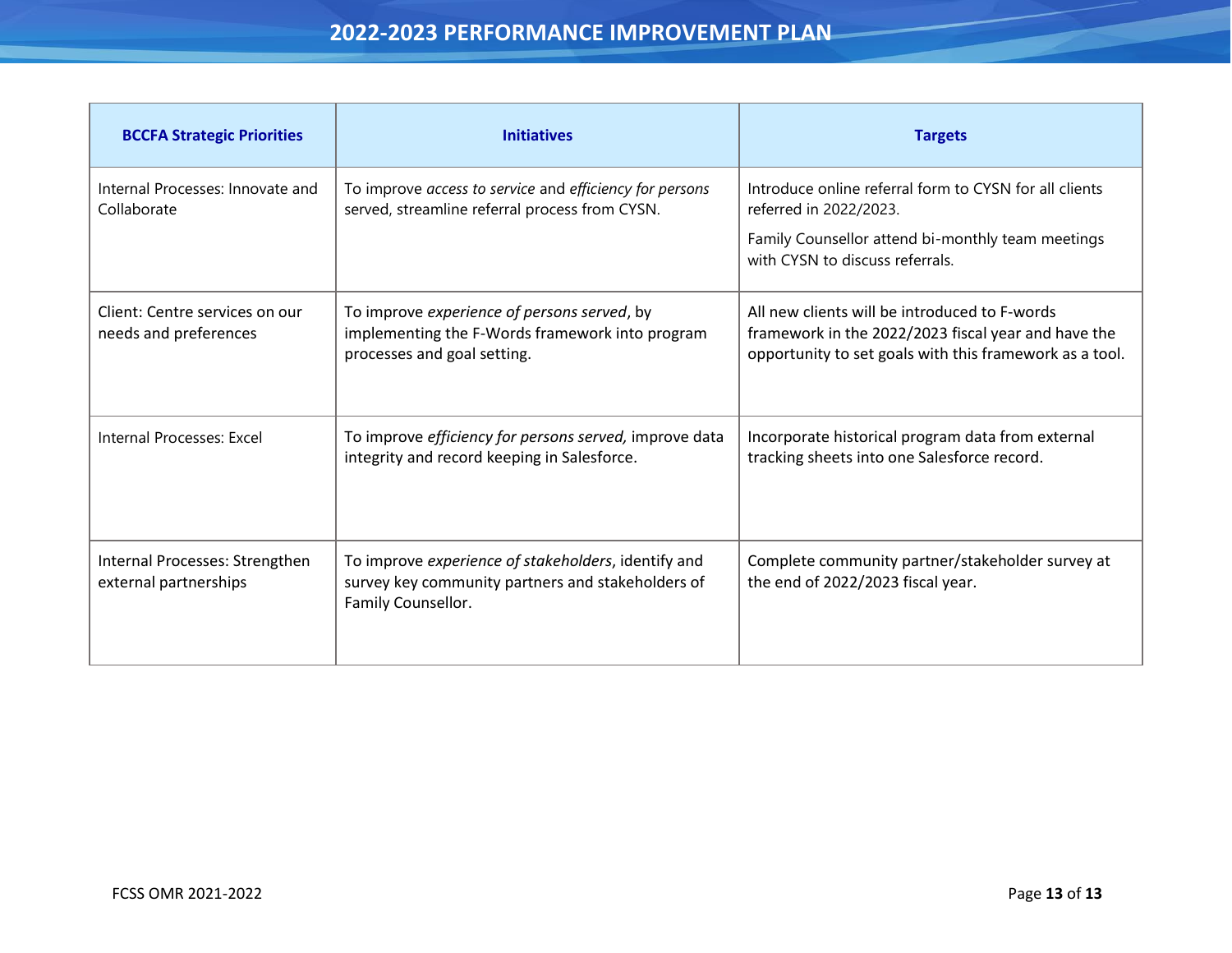# 2022-2023 PERFORMANCE IMPROVEMENT PLAN

| BCCFA Strategic Priorities | Initiatives | Targets |
|---|---|---|
| Internal Processes: Innovate and Collaborate | To improve *access to service* and *efficiency for persons* served, streamline referral process from CYSN. | Introduce online referral form to CYSN for all clients referred in 2022/2023.<br><br>Family Counsellor attend bi-monthly team meetings with CYSN to discuss referrals. |
| Client: Centre services on our needs and preferences | To improve *experience of persons served*, by implementing the F-Words framework into program processes and goal setting. | All new clients will be introduced to F-words framework in the 2022/2023 fiscal year and have the opportunity to set goals with this framework as a tool. |
| Internal Processes: Excel | To improve *efficiency for persons served,* improve data integrity and record keeping in Salesforce. | Incorporate historical program data from external tracking sheets into one Salesforce record. |
| Internal Processes: Strengthen external partnerships | To improve *experience of stakeholders*, identify and survey key community partners and stakeholders of Family Counsellor. | Complete community partner/stakeholder survey at the end of 2022/2023 fiscal year. |